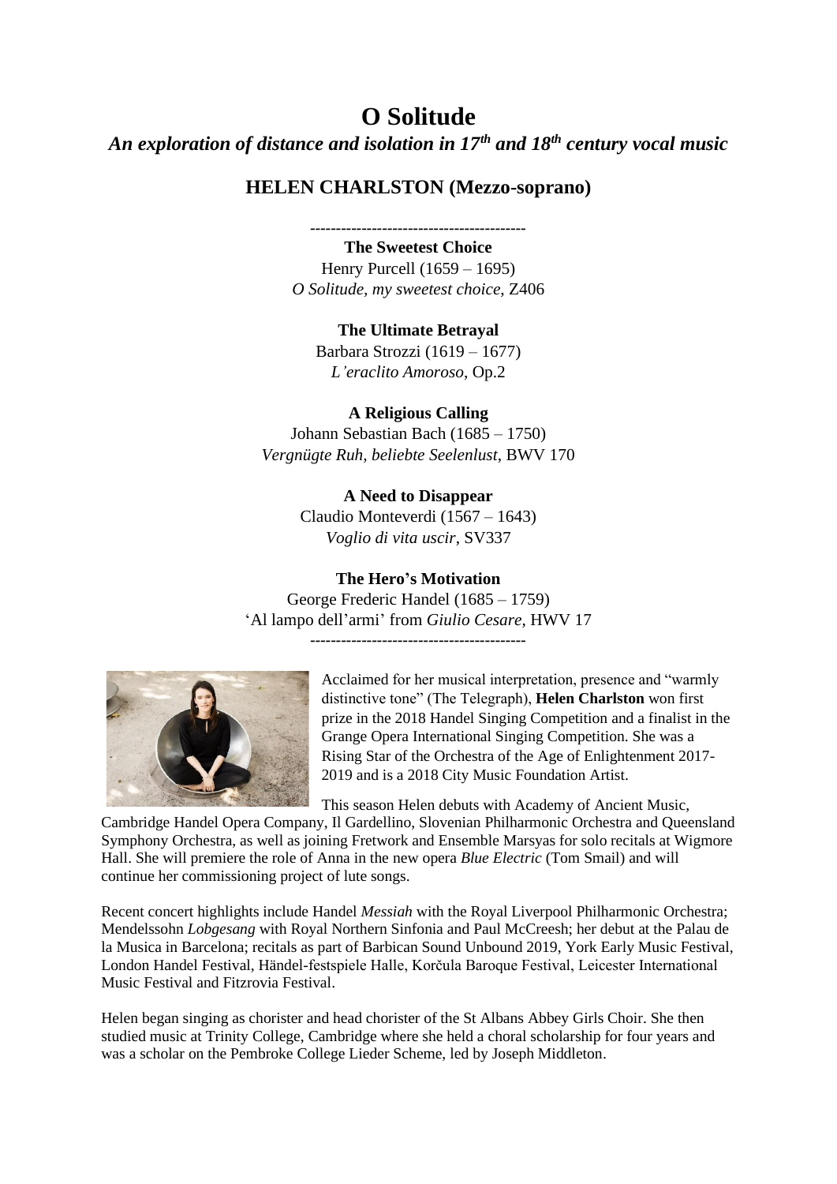# O Solitude

## *An exploration of distance and isolation in 17th and 18th century vocal music*

## HELEN CHARLSTON (Mezzo-soprano)

------------------------------------------

**The Sweetest Choice**
Henry Purcell (1659 – 1695)
*O Solitude, my sweetest choice*, Z406

**The Ultimate Betrayal**
Barbara Strozzi (1619 – 1677)
*L'eraclito Amoroso*, Op.2

**A Religious Calling**
Johann Sebastian Bach (1685 – 1750)
*Vergnügte Ruh, beliebte Seelenlust*, BWV 170

**A Need to Disappear**
Claudio Monteverdi (1567 – 1643)
*Voglio di vita uscir*, SV337

**The Hero's Motivation**
George Frederic Handel (1685 – 1759)
'Al lampo dell'armi' from *Giulio Cesare*, HWV 17

------------------------------------------

Acclaimed for her musical interpretation, presence and "warmly distinctive tone" (The Telegraph), **Helen Charlston** won first prize in the 2018 Handel Singing Competition and a finalist in the Grange Opera International Singing Competition. She was a Rising Star of the Orchestra of the Age of Enlightenment 2017-2019 and is a 2018 City Music Foundation Artist.

This season Helen debuts with Academy of Ancient Music, Cambridge Handel Opera Company, Il Gardellino, Slovenian Philharmonic Orchestra and Queensland Symphony Orchestra, as well as joining Fretwork and Ensemble Marsyas for solo recitals at Wigmore Hall. She will premiere the role of Anna in the new opera *Blue Electric* (Tom Smail) and will continue her commissioning project of lute songs.

Recent concert highlights include Handel *Messiah* with the Royal Liverpool Philharmonic Orchestra; Mendelssohn *Lobgesang* with Royal Northern Sinfonia and Paul McCreesh; her debut at the Palau de la Musica in Barcelona; recitals as part of Barbican Sound Unbound 2019, York Early Music Festival, London Handel Festival, Händel-festspiele Halle, Korčula Baroque Festival, Leicester International Music Festival and Fitzrovia Festival.

Helen began singing as chorister and head chorister of the St Albans Abbey Girls Choir. She then studied music at Trinity College, Cambridge where she held a choral scholarship for four years and was a scholar on the Pembroke College Lieder Scheme, led by Joseph Middleton.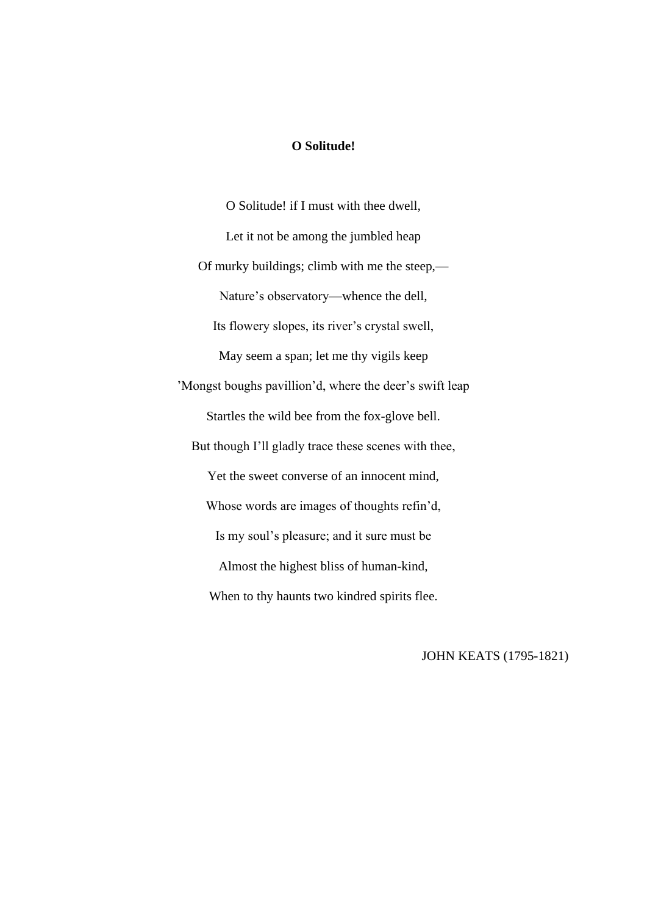**O Solitude!**

O Solitude! if I must with thee dwell,

Let it not be among the jumbled heap

Of murky buildings; climb with me the steep,—

Nature's observatory—whence the dell,

Its flowery slopes, its river's crystal swell,

May seem a span; let me thy vigils keep

'Mongst boughs pavillion'd, where the deer's swift leap

Startles the wild bee from the fox-glove bell.

But though I'll gladly trace these scenes with thee,

Yet the sweet converse of an innocent mind,

Whose words are images of thoughts refin'd,

Is my soul's pleasure; and it sure must be

Almost the highest bliss of human-kind,

When to thy haunts two kindred spirits flee.

JOHN KEATS (1795-1821)